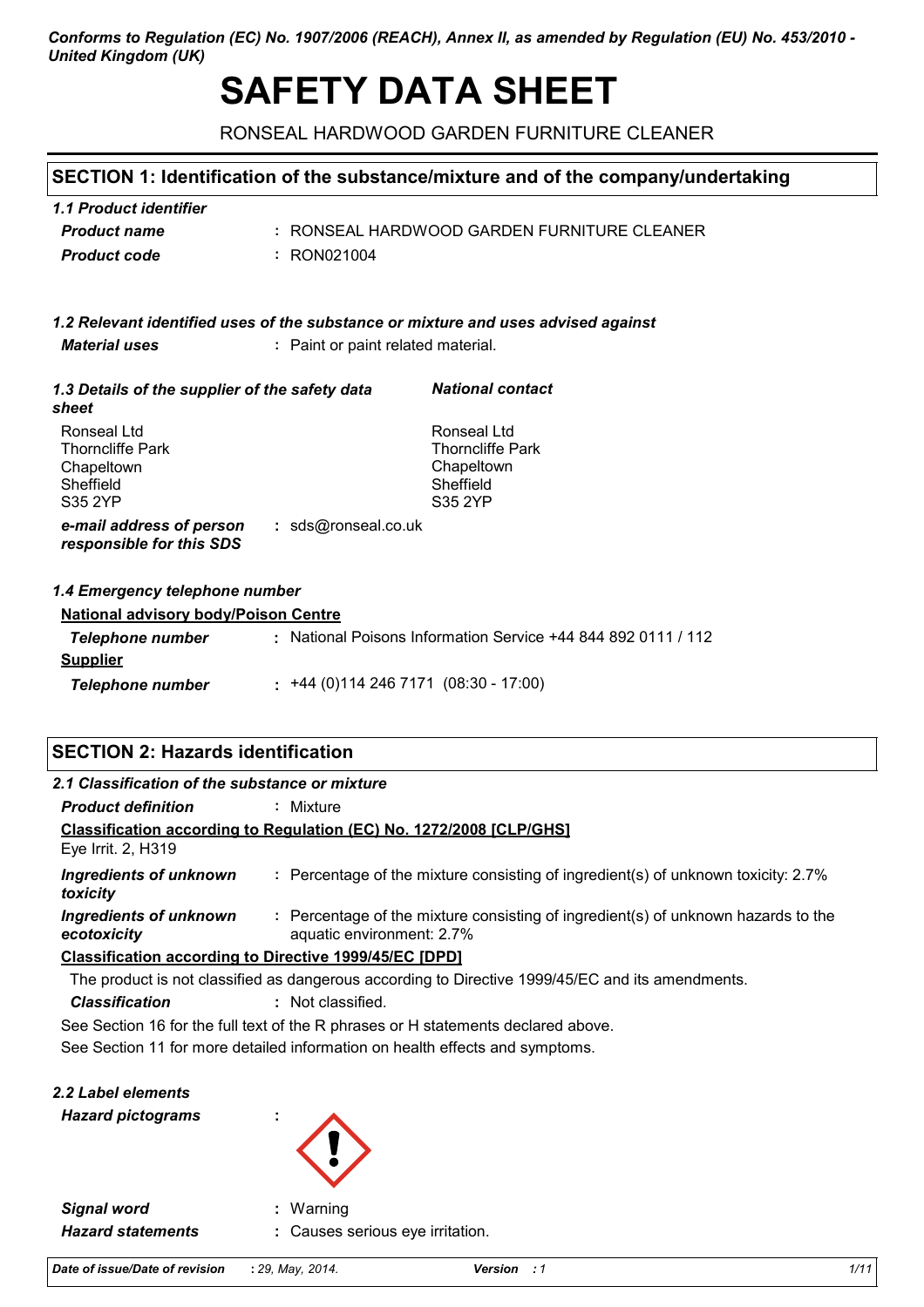*Conforms to Regulation (EC) No. 1907/2006 (REACH), Annex II, as amended by Regulation (EU) No. 453/2010 - United Kingdom (UK)*

# SAFETY DATA SHEET

RONSEAL HARDWOOD GARDEN FURNITURE CLEANER

## SECTION 1: Identification of the substance/mixture and of the company/undertaking

### *1.1 Product identifier*

***Product name*** : RONSEAL HARDWOOD GARDEN FURNITURE CLEANER

***Product code*** : RON021004

### *1.2 Relevant identified uses of the substance or mixture and uses advised against*

***Material uses*** : Paint or paint related material.

### *1.3 Details of the supplier of the safety data sheet*

Ronseal Ltd
Thorncliffe Park
Chapeltown
Sheffield
S35 2YP

***National contact***

Ronseal Ltd
Thorncliffe Park
Chapeltown
Sheffield
S35 2YP

***e-mail address of person responsible for this SDS*** : sds@ronseal.co.uk

### *1.4 Emergency telephone number*

**National advisory body/Poison Centre**

***Telephone number*** : National Poisons Information Service +44 844 892 0111 / 112

**Supplier**

***Telephone number*** : +44 (0)114 246 7171 (08:30 - 17:00)

## SECTION 2: Hazards identification

### *2.1 Classification of the substance or mixture*

***Product definition*** : Mixture

**Classification according to Regulation (EC) No. 1272/2008 [CLP/GHS]**

Eye Irrit. 2, H319

***Ingredients of unknown toxicity*** : Percentage of the mixture consisting of ingredient(s) of unknown toxicity: 2.7%

***Ingredients of unknown ecotoxicity*** : Percentage of the mixture consisting of ingredient(s) of unknown hazards to the aquatic environment: 2.7%

**Classification according to Directive 1999/45/EC [DPD]**

The product is not classified as dangerous according to Directive 1999/45/EC and its amendments.

***Classification*** : Not classified.

See Section 16 for the full text of the R phrases or H statements declared above.

See Section 11 for more detailed information on health effects and symptoms.

### *2.2 Label elements*

***Hazard pictograms*** :

***Signal word*** : Warning

***Hazard statements*** : Causes serious eye irritation.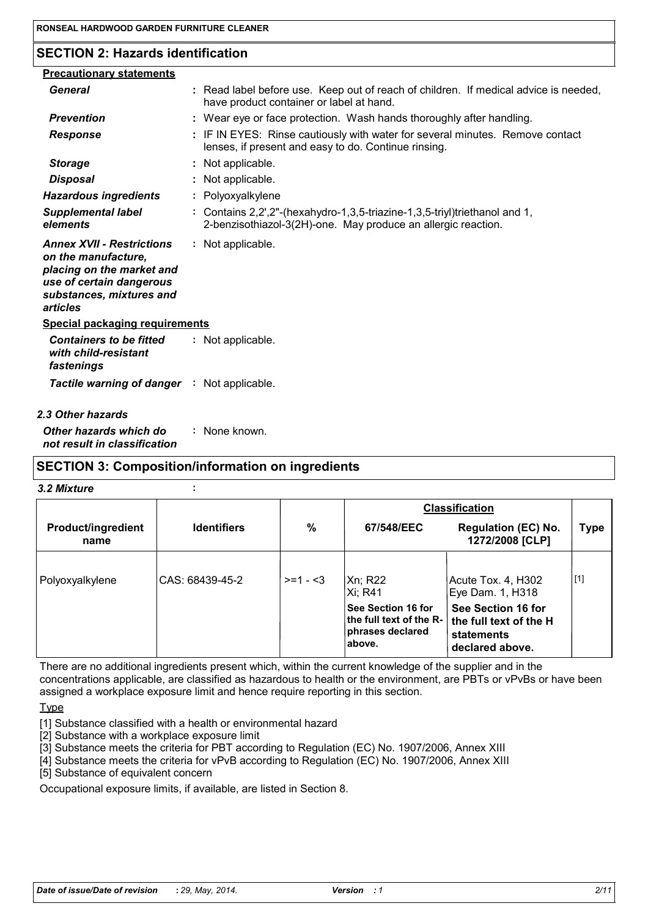## SECTION 2: Hazards identification

**Precautionary statements**

| | |
|---|---|
| ***General*** | : Read label before use. Keep out of reach of children. If medical advice is needed, have product container or label at hand. |
| ***Prevention*** | : Wear eye or face protection. Wash hands thoroughly after handling. |
| ***Response*** | : IF IN EYES: Rinse cautiously with water for several minutes. Remove contact lenses, if present and easy to do. Continue rinsing. |
| ***Storage*** | : Not applicable. |
| ***Disposal*** | : Not applicable. |
| ***Hazardous ingredients*** | : Polyoxyalkylene |
| ***Supplemental label elements*** | : Contains 2,2',2"-(hexahydro-1,3,5-triazine-1,3,5-triyl)triethanol and 1, 2-benzisothiazol-3(2H)-one. May produce an allergic reaction. |
| ***Annex XVII - Restrictions on the manufacture, placing on the market and use of certain dangerous substances, mixtures and articles*** | : Not applicable. |

**Special packaging requirements**

| | |
|---|---|
| ***Containers to be fitted with child-resistant fastenings*** | : Not applicable. |
| ***Tactile warning of danger*** | : Not applicable. |

### 2.3 Other hazards

| | |
|---|---|
| ***Other hazards which do not result in classification*** | : None known. |

## SECTION 3: Composition/information on ingredients

***3.2 Mixture*** :

| Product/ingredient name | Identifiers | % | Classification | | Type |
|---|---|---|---|---|---|
| | | | 67/548/EEC | Regulation (EC) No. 1272/2008 [CLP] | |
| Polyoxyalkylene | CAS: 68439-45-2 | >=1 - <3 | Xn; R22<br>Xi; R41<br>**See Section 16 for the full text of the R-phrases declared above.** | Acute Tox. 4, H302<br>Eye Dam. 1, H318<br>**See Section 16 for the full text of the H statements declared above.** | [1] |

There are no additional ingredients present which, within the current knowledge of the supplier and in the concentrations applicable, are classified as hazardous to health or the environment, are PBTs or vPvBs or have been assigned a workplace exposure limit and hence require reporting in this section.

Type

[1] Substance classified with a health or environmental hazard
[2] Substance with a workplace exposure limit
[3] Substance meets the criteria for PBT according to Regulation (EC) No. 1907/2006, Annex XIII
[4] Substance meets the criteria for vPvB according to Regulation (EC) No. 1907/2006, Annex XIII
[5] Substance of equivalent concern

Occupational exposure limits, if available, are listed in Section 8.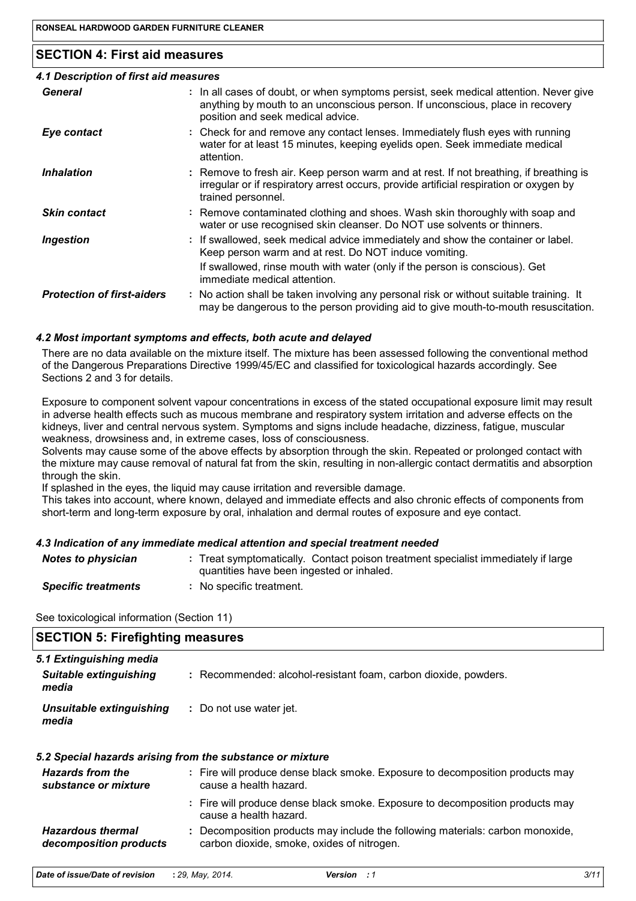## SECTION 4: First aid measures

### 4.1 Description of first aid measures

| | |
|---|---|
| ***General*** | : In all cases of doubt, or when symptoms persist, seek medical attention. Never give anything by mouth to an unconscious person. If unconscious, place in recovery position and seek medical advice. |
| ***Eye contact*** | : Check for and remove any contact lenses. Immediately flush eyes with running water for at least 15 minutes, keeping eyelids open. Seek immediate medical attention. |
| ***Inhalation*** | : Remove to fresh air. Keep person warm and at rest. If not breathing, if breathing is irregular or if respiratory arrest occurs, provide artificial respiration or oxygen by trained personnel. |
| ***Skin contact*** | : Remove contaminated clothing and shoes. Wash skin thoroughly with soap and water or use recognised skin cleanser. Do NOT use solvents or thinners. |
| ***Ingestion*** | : If swallowed, seek medical advice immediately and show the container or label. Keep person warm and at rest. Do NOT induce vomiting. If swallowed, rinse mouth with water (only if the person is conscious). Get immediate medical attention. |
| ***Protection of first-aiders*** | : No action shall be taken involving any personal risk or without suitable training. It may be dangerous to the person providing aid to give mouth-to-mouth resuscitation. |

### 4.2 Most important symptoms and effects, both acute and delayed

There are no data available on the mixture itself. The mixture has been assessed following the conventional method of the Dangerous Preparations Directive 1999/45/EC and classified for toxicological hazards accordingly. See Sections 2 and 3 for details.

Exposure to component solvent vapour concentrations in excess of the stated occupational exposure limit may result in adverse health effects such as mucous membrane and respiratory system irritation and adverse effects on the kidneys, liver and central nervous system. Symptoms and signs include headache, dizziness, fatigue, muscular weakness, drowsiness and, in extreme cases, loss of consciousness.
Solvents may cause some of the above effects by absorption through the skin. Repeated or prolonged contact with the mixture may cause removal of natural fat from the skin, resulting in non-allergic contact dermatitis and absorption through the skin.
If splashed in the eyes, the liquid may cause irritation and reversible damage.
This takes into account, where known, delayed and immediate effects and also chronic effects of components from short-term and long-term exposure by oral, inhalation and dermal routes of exposure and eye contact.

### 4.3 Indication of any immediate medical attention and special treatment needed

| | |
|---|---|
| ***Notes to physician*** | : Treat symptomatically. Contact poison treatment specialist immediately if large quantities have been ingested or inhaled. |
| ***Specific treatments*** | : No specific treatment. |

See toxicological information (Section 11)

## SECTION 5: Firefighting measures

### 5.1 Extinguishing media

| | |
|---|---|
| ***Suitable extinguishing media*** | : Recommended: alcohol-resistant foam, carbon dioxide, powders. |
| ***Unsuitable extinguishing media*** | : Do not use water jet. |

### 5.2 Special hazards arising from the substance or mixture

| | |
|---|---|
| ***Hazards from the substance or mixture*** | : Fire will produce dense black smoke. Exposure to decomposition products may cause a health hazard. |
| | : Fire will produce dense black smoke. Exposure to decomposition products may cause a health hazard. |
| ***Hazardous thermal decomposition products*** | : Decomposition products may include the following materials: carbon monoxide, carbon dioxide, smoke, oxides of nitrogen. |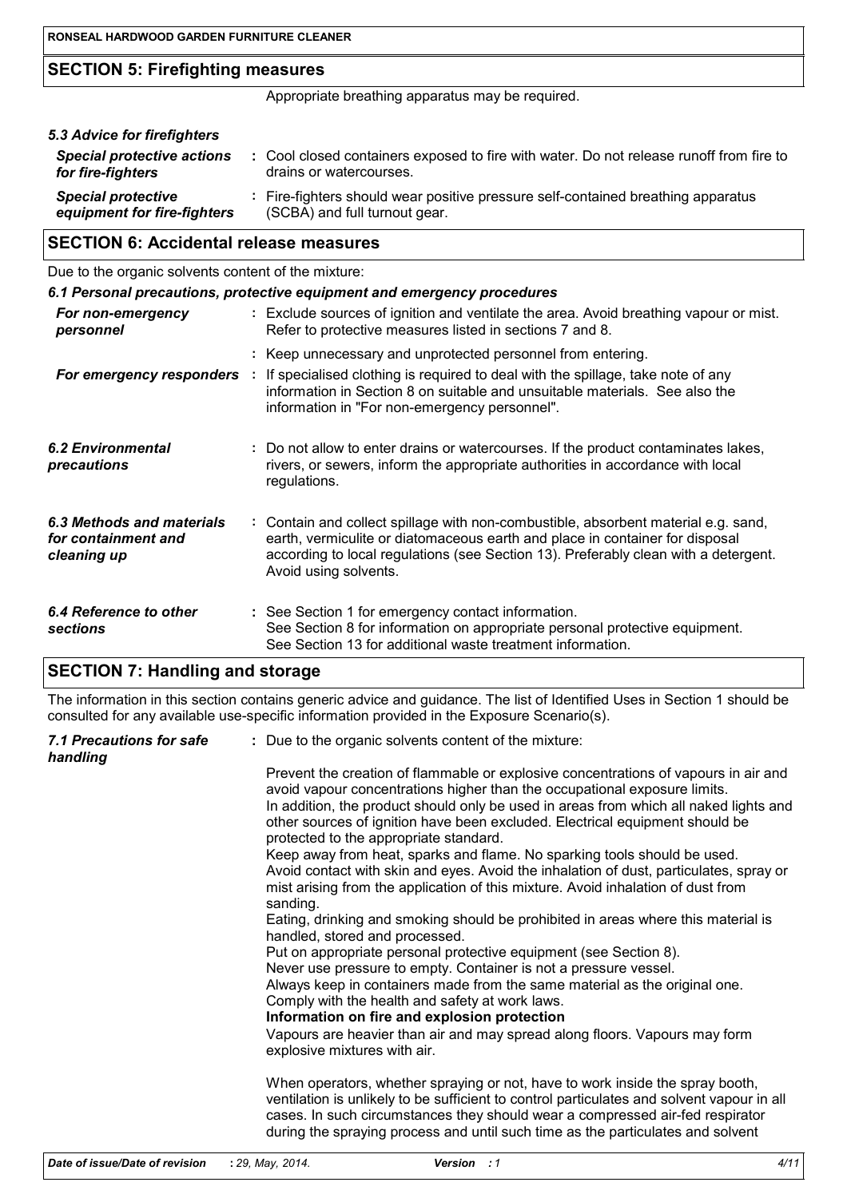## SECTION 5: Firefighting measures

Appropriate breathing apparatus may be required.

### *5.3 Advice for firefighters*

| | |
|---|---|
| ***Special protective actions for fire-fighters*** | : Cool closed containers exposed to fire with water. Do not release runoff from fire to drains or watercourses. |
| ***Special protective equipment for fire-fighters*** | : Fire-fighters should wear positive pressure self-contained breathing apparatus (SCBA) and full turnout gear. |

## SECTION 6: Accidental release measures

Due to the organic solvents content of the mixture:

### *6.1 Personal precautions, protective equipment and emergency procedures*

| | |
|---|---|
| ***For non-emergency personnel*** | : Exclude sources of ignition and ventilate the area. Avoid breathing vapour or mist. Refer to protective measures listed in sections 7 and 8. |
| | : Keep unnecessary and unprotected personnel from entering. |
| ***For emergency responders*** | : If specialised clothing is required to deal with the spillage, take note of any information in Section 8 on suitable and unsuitable materials. See also the information in "For non-emergency personnel". |
| ***6.2 Environmental precautions*** | : Do not allow to enter drains or watercourses. If the product contaminates lakes, rivers, or sewers, inform the appropriate authorities in accordance with local regulations. |
| ***6.3 Methods and materials for containment and cleaning up*** | : Contain and collect spillage with non-combustible, absorbent material e.g. sand, earth, vermiculite or diatomaceous earth and place in container for disposal according to local regulations (see Section 13). Preferably clean with a detergent. Avoid using solvents. |
| ***6.4 Reference to other sections*** | : See Section 1 for emergency contact information. See Section 8 for information on appropriate personal protective equipment. See Section 13 for additional waste treatment information. |

## SECTION 7: Handling and storage

The information in this section contains generic advice and guidance. The list of Identified Uses in Section 1 should be consulted for any available use-specific information provided in the Exposure Scenario(s).

***7.1 Precautions for safe handling***

: Due to the organic solvents content of the mixture:

Prevent the creation of flammable or explosive concentrations of vapours in air and avoid vapour concentrations higher than the occupational exposure limits.
In addition, the product should only be used in areas from which all naked lights and other sources of ignition have been excluded. Electrical equipment should be protected to the appropriate standard.
Keep away from heat, sparks and flame. No sparking tools should be used.
Avoid contact with skin and eyes. Avoid the inhalation of dust, particulates, spray or mist arising from the application of this mixture. Avoid inhalation of dust from sanding.
Eating, drinking and smoking should be prohibited in areas where this material is handled, stored and processed.
Put on appropriate personal protective equipment (see Section 8).
Never use pressure to empty. Container is not a pressure vessel.
Always keep in containers made from the same material as the original one.
Comply with the health and safety at work laws.
**Information on fire and explosion protection**
Vapours are heavier than air and may spread along floors. Vapours may form explosive mixtures with air.

When operators, whether spraying or not, have to work inside the spray booth, ventilation is unlikely to be sufficient to control particulates and solvent vapour in all cases. In such circumstances they should wear a compressed air-fed respirator during the spraying process and until such time as the particulates and solvent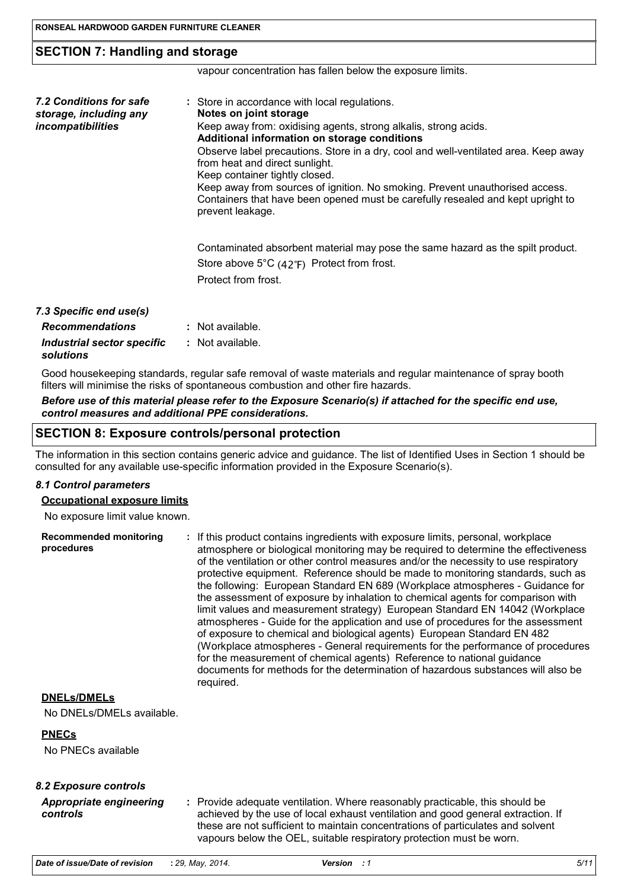## SECTION 7: Handling and storage

vapour concentration has fallen below the exposure limits.

| | |
|---|---|
| ***7.2 Conditions for safe storage, including any incompatibilities*** | : Store in accordance with local regulations.<br>**Notes on joint storage**<br>Keep away from: oxidising agents, strong alkalis, strong acids.<br>**Additional information on storage conditions**<br>Observe label precautions. Store in a dry, cool and well-ventilated area. Keep away from heat and direct sunlight.<br>Keep container tightly closed.<br>Keep away from sources of ignition. No smoking. Prevent unauthorised access. Containers that have been opened must be carefully resealed and kept upright to prevent leakage.<br><br>Contaminated absorbent material may pose the same hazard as the spilt product.<br>Store above 5°C (42°F) Protect from frost.<br>Protect from frost. |

***7.3 Specific end use(s)***

| | |
|---|---|
| ***Recommendations*** | : Not available. |
| ***Industrial sector specific solutions*** | : Not available. |

Good housekeeping standards, regular safe removal of waste materials and regular maintenance of spray booth filters will minimise the risks of spontaneous combustion and other fire hazards.

***Before use of this material please refer to the Exposure Scenario(s) if attached for the specific end use, control measures and additional PPE considerations.***

## SECTION 8: Exposure controls/personal protection

The information in this section contains generic advice and guidance. The list of Identified Uses in Section 1 should be consulted for any available use-specific information provided in the Exposure Scenario(s).

***8.1 Control parameters***

**Occupational exposure limits**

No exposure limit value known.

| | |
|---|---|
| **Recommended monitoring procedures** | : If this product contains ingredients with exposure limits, personal, workplace atmosphere or biological monitoring may be required to determine the effectiveness of the ventilation or other control measures and/or the necessity to use respiratory protective equipment. Reference should be made to monitoring standards, such as the following: European Standard EN 689 (Workplace atmospheres - Guidance for the assessment of exposure by inhalation to chemical agents for comparison with limit values and measurement strategy) European Standard EN 14042 (Workplace atmospheres - Guide for the application and use of procedures for the assessment of exposure to chemical and biological agents) European Standard EN 482 (Workplace atmospheres - General requirements for the performance of procedures for the measurement of chemical agents) Reference to national guidance documents for methods for the determination of hazardous substances will also be required. |

**DNELs/DMELs**

No DNELs/DMELs available.

**PNECs**

No PNECs available

***8.2 Exposure controls***

| | |
|---|---|
| ***Appropriate engineering controls*** | : Provide adequate ventilation. Where reasonably practicable, this should be achieved by the use of local exhaust ventilation and good general extraction. If these are not sufficient to maintain concentrations of particulates and solvent vapours below the OEL, suitable respiratory protection must be worn. |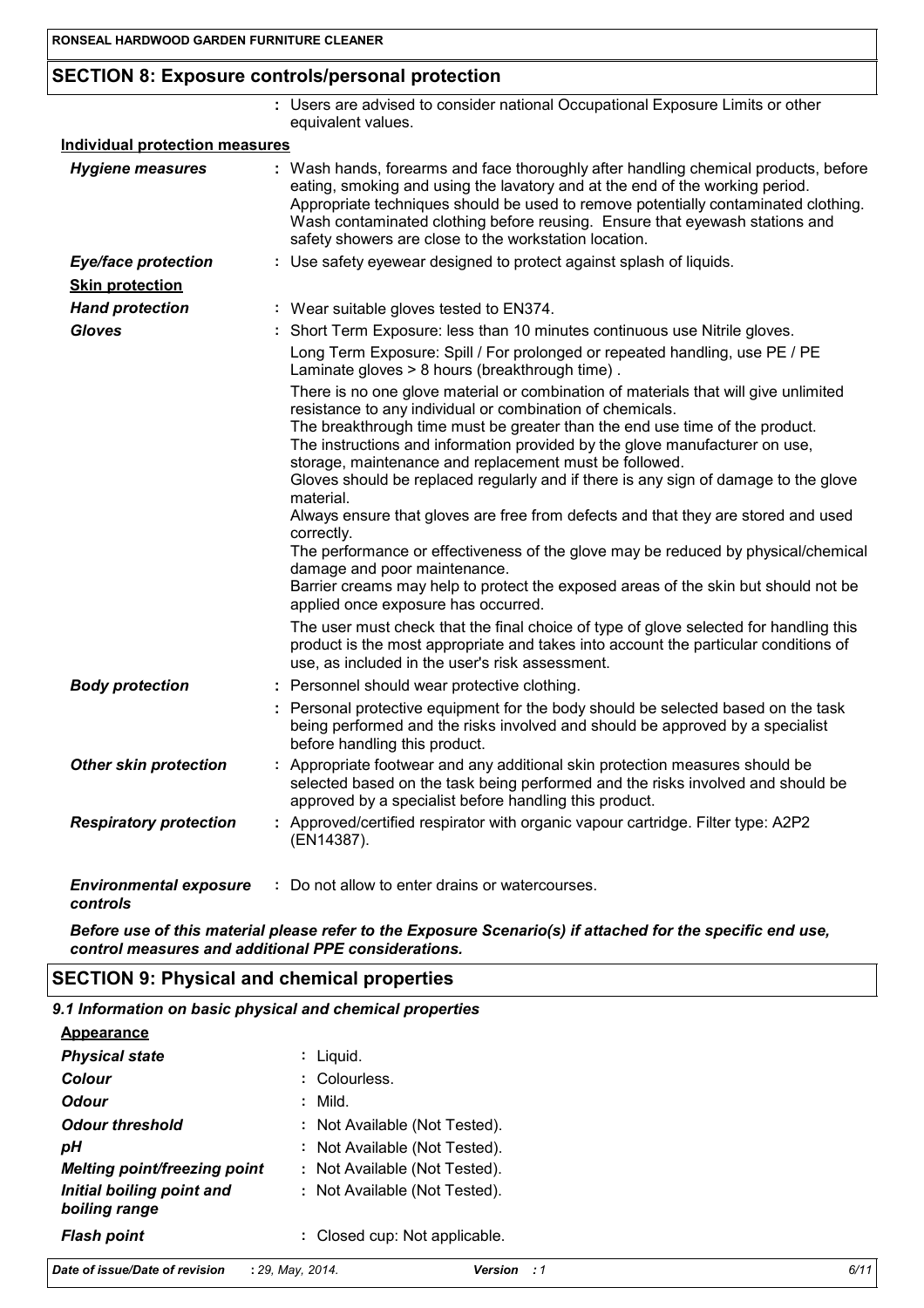## SECTION 8: Exposure controls/personal protection

: Users are advised to consider national Occupational Exposure Limits or other equivalent values.

**Individual protection measures**

| | |
|---|---|
| ***Hygiene measures*** | : Wash hands, forearms and face thoroughly after handling chemical products, before eating, smoking and using the lavatory and at the end of the working period. Appropriate techniques should be used to remove potentially contaminated clothing. Wash contaminated clothing before reusing. Ensure that eyewash stations and safety showers are close to the workstation location. |
| ***Eye/face protection*** | : Use safety eyewear designed to protect against splash of liquids. |
| **Skin protection** | |
| ***Hand protection*** | : Wear suitable gloves tested to EN374. |
| ***Gloves*** | : Short Term Exposure: less than 10 minutes continuous use Nitrile gloves. Long Term Exposure: Spill / For prolonged or repeated handling, use PE / PE Laminate gloves > 8 hours (breakthrough time) . There is no one glove material or combination of materials that will give unlimited resistance to any individual or combination of chemicals. The breakthrough time must be greater than the end use time of the product. The instructions and information provided by the glove manufacturer on use, storage, maintenance and replacement must be followed. Gloves should be replaced regularly and if there is any sign of damage to the glove material. Always ensure that gloves are free from defects and that they are stored and used correctly. The performance or effectiveness of the glove may be reduced by physical/chemical damage and poor maintenance. Barrier creams may help to protect the exposed areas of the skin but should not be applied once exposure has occurred. The user must check that the final choice of type of glove selected for handling this product is the most appropriate and takes into account the particular conditions of use, as included in the user's risk assessment. |
| ***Body protection*** | : Personnel should wear protective clothing. |
| | : Personal protective equipment for the body should be selected based on the task being performed and the risks involved and should be approved by a specialist before handling this product. |
| ***Other skin protection*** | : Appropriate footwear and any additional skin protection measures should be selected based on the task being performed and the risks involved and should be approved by a specialist before handling this product. |
| ***Respiratory protection*** | : Approved/certified respirator with organic vapour cartridge. Filter type: A2P2 (EN14387). |
| ***Environmental exposure controls*** | : Do not allow to enter drains or watercourses. |

***Before use of this material please refer to the Exposure Scenario(s) if attached for the specific end use, control measures and additional PPE considerations.***

## SECTION 9: Physical and chemical properties

***9.1 Information on basic physical and chemical properties***

**Appearance**

| | |
|---|---|
| ***Physical state*** | : Liquid. |
| ***Colour*** | : Colourless. |
| ***Odour*** | : Mild. |
| ***Odour threshold*** | : Not Available (Not Tested). |
| ***pH*** | : Not Available (Not Tested). |
| ***Melting point/freezing point*** | : Not Available (Not Tested). |
| ***Initial boiling point and boiling range*** | : Not Available (Not Tested). |
| ***Flash point*** | : Closed cup: Not applicable. |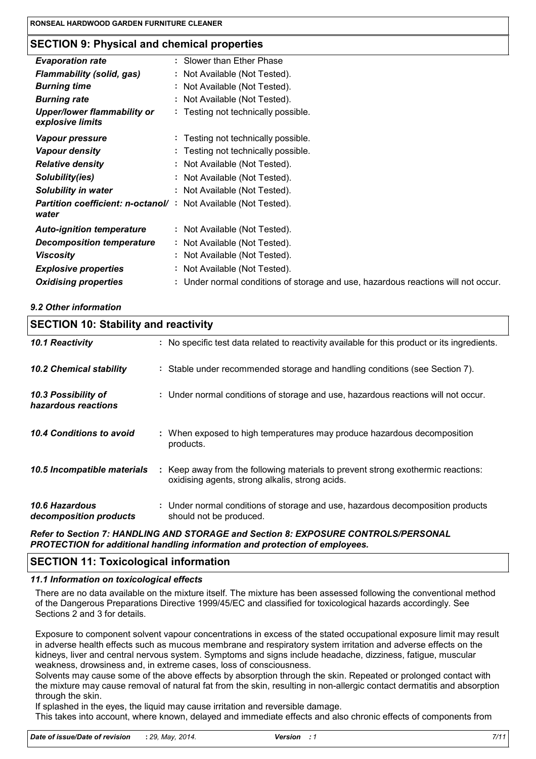## SECTION 9: Physical and chemical properties

| | |
|---|---|
| *Evaporation rate* | : Slower than Ether Phase |
| *Flammability (solid, gas)* | : Not Available (Not Tested). |
| *Burning time* | : Not Available (Not Tested). |
| *Burning rate* | : Not Available (Not Tested). |
| *Upper/lower flammability or explosive limits* | : Testing not technically possible. |
| *Vapour pressure* | : Testing not technically possible. |
| *Vapour density* | : Testing not technically possible. |
| *Relative density* | : Not Available (Not Tested). |
| *Solubility(ies)* | : Not Available (Not Tested). |
| *Solubility in water* | : Not Available (Not Tested). |
| *Partition coefficient: n-octanol/ water* | : Not Available (Not Tested). |
| *Auto-ignition temperature* | : Not Available (Not Tested). |
| *Decomposition temperature* | : Not Available (Not Tested). |
| *Viscosity* | : Not Available (Not Tested). |
| *Explosive properties* | : Not Available (Not Tested). |
| *Oxidising properties* | : Under normal conditions of storage and use, hazardous reactions will not occur. |

### *9.2 Other information*

## SECTION 10: Stability and reactivity

| | |
|---|---|
| *10.1 Reactivity* | : No specific test data related to reactivity available for this product or its ingredients. |
| *10.2 Chemical stability* | : Stable under recommended storage and handling conditions (see Section 7). |
| *10.3 Possibility of hazardous reactions* | : Under normal conditions of storage and use, hazardous reactions will not occur. |
| *10.4 Conditions to avoid* | : When exposed to high temperatures may produce hazardous decomposition products. |
| *10.5 Incompatible materials* | : Keep away from the following materials to prevent strong exothermic reactions: oxidising agents, strong alkalis, strong acids. |
| *10.6 Hazardous decomposition products* | : Under normal conditions of storage and use, hazardous decomposition products should not be produced. |

***Refer to Section 7: HANDLING AND STORAGE and Section 8: EXPOSURE CONTROLS/PERSONAL PROTECTION for additional handling information and protection of employees.***

## SECTION 11: Toxicological information

### *11.1 Information on toxicological effects*

There are no data available on the mixture itself. The mixture has been assessed following the conventional method of the Dangerous Preparations Directive 1999/45/EC and classified for toxicological hazards accordingly. See Sections 2 and 3 for details.

Exposure to component solvent vapour concentrations in excess of the stated occupational exposure limit may result in adverse health effects such as mucous membrane and respiratory system irritation and adverse effects on the kidneys, liver and central nervous system. Symptoms and signs include headache, dizziness, fatigue, muscular weakness, drowsiness and, in extreme cases, loss of consciousness.
Solvents may cause some of the above effects by absorption through the skin. Repeated or prolonged contact with the mixture may cause removal of natural fat from the skin, resulting in non-allergic contact dermatitis and absorption through the skin.
If splashed in the eyes, the liquid may cause irritation and reversible damage.
This takes into account, where known, delayed and immediate effects and also chronic effects of components from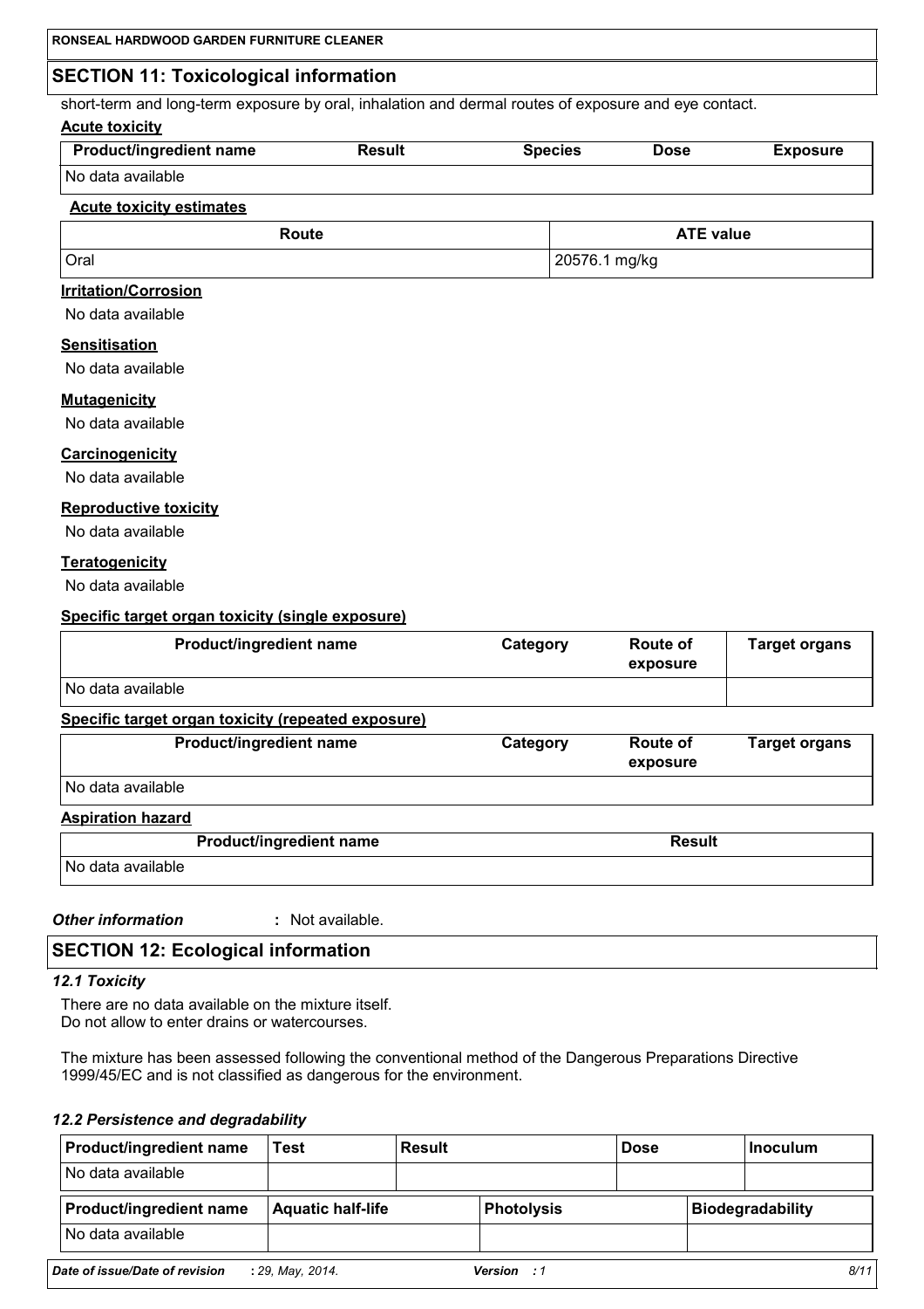## SECTION 11: Toxicological information

short-term and long-term exposure by oral, inhalation and dermal routes of exposure and eye contact.

**Acute toxicity**

| Product/ingredient name | Result | Species | Dose | Exposure |
|---|---|---|---|---|
| No data available | | | | |

**Acute toxicity estimates**

| Route | ATE value |
|---|---|
| Oral | 20576.1 mg/kg |

**Irritation/Corrosion**

No data available

**Sensitisation**

No data available

**Mutagenicity**

No data available

**Carcinogenicity**

No data available

**Reproductive toxicity**

No data available

**Teratogenicity**

No data available

**Specific target organ toxicity (single exposure)**

| Product/ingredient name | Category | Route of exposure | Target organs |
|---|---|---|---|
| No data available | | | |

**Specific target organ toxicity (repeated exposure)**

| Product/ingredient name | Category | Route of exposure | Target organs |
|---|---|---|---|
| No data available | | | |

**Aspiration hazard**

| Product/ingredient name | Result |
|---|---|
| No data available | |

***Other information*** **:** Not available.

## SECTION 12: Ecological information

### *12.1 Toxicity*

There are no data available on the mixture itself.
Do not allow to enter drains or watercourses.

The mixture has been assessed following the conventional method of the Dangerous Preparations Directive 1999/45/EC and is not classified as dangerous for the environment.

### *12.2 Persistence and degradability*

| Product/ingredient name | Test | Result | Dose | Inoculum |
|---|---|---|---|---|
| No data available | | | | |

| Product/ingredient name | Aquatic half-life | Photolysis | Biodegradability |
|---|---|---|---|
| No data available | | | |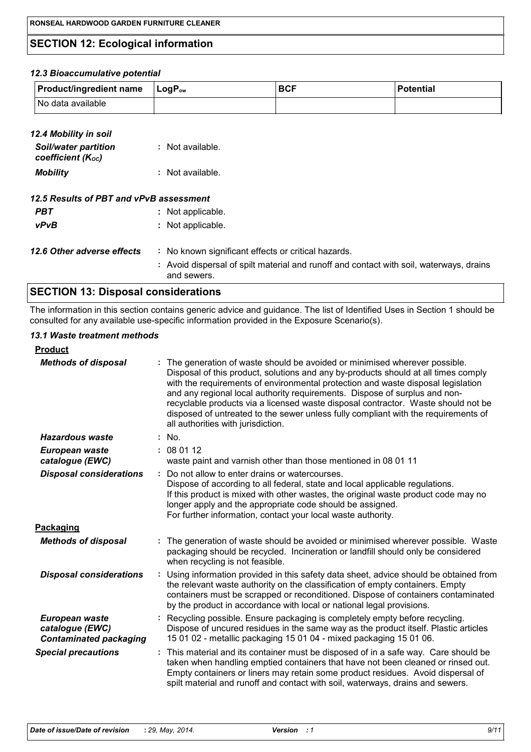## SECTION 12: Ecological information

### *12.3 Bioaccumulative potential*

| Product/ingredient name | $LogP_{ow}$ | BCF | Potential |
|---|---|---|---|
| No data available | | | |

### *12.4 Mobility in soil*

***Soil/water partition coefficient ($K_{OC}$)*** : Not available.

***Mobility*** : Not available.

### *12.5 Results of PBT and vPvB assessment*

***PBT*** : Not applicable.

***vPvB*** : Not applicable.

***12.6 Other adverse effects*** : No known significant effects or critical hazards.

: Avoid dispersal of spilt material and runoff and contact with soil, waterways, drains and sewers.

## SECTION 13: Disposal considerations

The information in this section contains generic advice and guidance. The list of Identified Uses in Section 1 should be consulted for any available use-specific information provided in the Exposure Scenario(s).

### *13.1 Waste treatment methods*

**Product**

***Methods of disposal*** : The generation of waste should be avoided or minimised wherever possible. Disposal of this product, solutions and any by-products should at all times comply with the requirements of environmental protection and waste disposal legislation and any regional local authority requirements. Dispose of surplus and non-recyclable products via a licensed waste disposal contractor. Waste should not be disposed of untreated to the sewer unless fully compliant with the requirements of all authorities with jurisdiction.

***Hazardous waste*** : No.

***European waste catalogue (EWC)*** : 08 01 12
waste paint and varnish other than those mentioned in 08 01 11

***Disposal considerations*** : Do not allow to enter drains or watercourses.
Dispose of according to all federal, state and local applicable regulations.
If this product is mixed with other wastes, the original waste product code may no longer apply and the appropriate code should be assigned.
For further information, contact your local waste authority.

**Packaging**

***Methods of disposal*** : The generation of waste should be avoided or minimised wherever possible. Waste packaging should be recycled. Incineration or landfill should only be considered when recycling is not feasible.

***Disposal considerations*** : Using information provided in this safety data sheet, advice should be obtained from the relevant waste authority on the classification of empty containers. Empty containers must be scrapped or reconditioned. Dispose of containers contaminated by the product in accordance with local or national legal provisions.

***European waste catalogue (EWC) Contaminated packaging*** : Recycling possible. Ensure packaging is completely empty before recycling. Dispose of uncured residues in the same way as the product itself. Plastic articles 15 01 02 - metallic packaging 15 01 04 - mixed packaging 15 01 06.

***Special precautions*** : This material and its container must be disposed of in a safe way. Care should be taken when handling emptied containers that have not been cleaned or rinsed out. Empty containers or liners may retain some product residues. Avoid dispersal of spilt material and runoff and contact with soil, waterways, drains and sewers.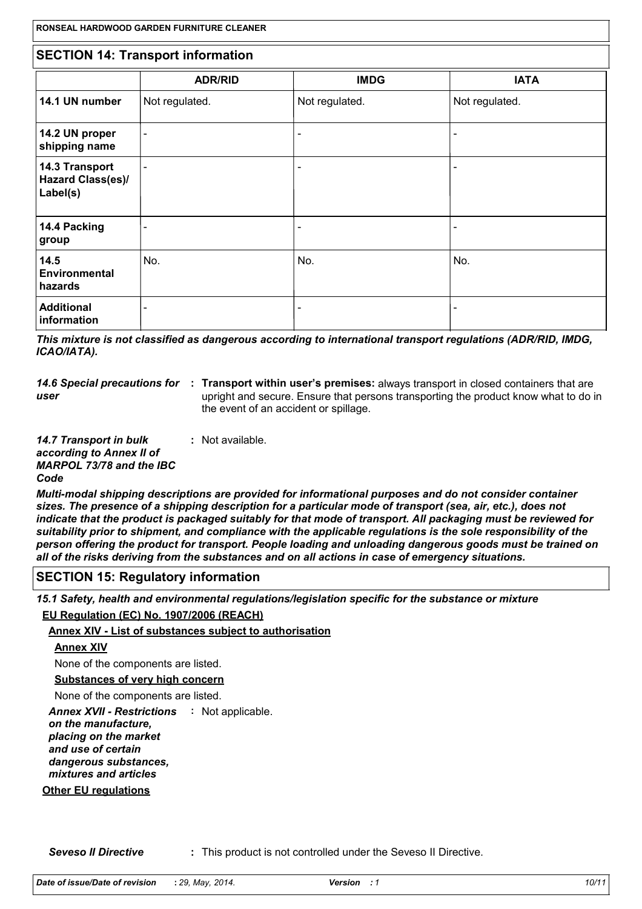## SECTION 14: Transport information

| | ADR/RID | IMDG | IATA |
|---|---|---|---|
| **14.1 UN number** | Not regulated. | Not regulated. | Not regulated. |
| **14.2 UN proper shipping name** | - | - | - |
| **14.3 Transport Hazard Class(es)/ Label(s)** | - | - | - |
| **14.4 Packing group** | - | - | - |
| **14.5 Environmental hazards** | No. | No. | No. |
| **Additional information** | - | - | - |

***This mixture is not classified as dangerous according to international transport regulations (ADR/RID, IMDG, ICAO/IATA).***

***14.6 Special precautions for user*** : **Transport within user's premises:** always transport in closed containers that are upright and secure. Ensure that persons transporting the product know what to do in the event of an accident or spillage.

***14.7 Transport in bulk according to Annex II of MARPOL 73/78 and the IBC Code*** : Not available.

***Multi-modal shipping descriptions are provided for informational purposes and do not consider container sizes. The presence of a shipping description for a particular mode of transport (sea, air, etc.), does not indicate that the product is packaged suitably for that mode of transport. All packaging must be reviewed for suitability prior to shipment, and compliance with the applicable regulations is the sole responsibility of the person offering the product for transport. People loading and unloading dangerous goods must be trained on all of the risks deriving from the substances and on all actions in case of emergency situations.***

## SECTION 15: Regulatory information

***15.1 Safety, health and environmental regulations/legislation specific for the substance or mixture***

**EU Regulation (EC) No. 1907/2006 (REACH)**

**Annex XIV - List of substances subject to authorisation**

**Annex XIV**

None of the components are listed.

**Substances of very high concern**

None of the components are listed.

***Annex XVII - Restrictions on the manufacture, placing on the market and use of certain dangerous substances, mixtures and articles*** : Not applicable.

**Other EU regulations**

***Seveso II Directive*** : This product is not controlled under the Seveso II Directive.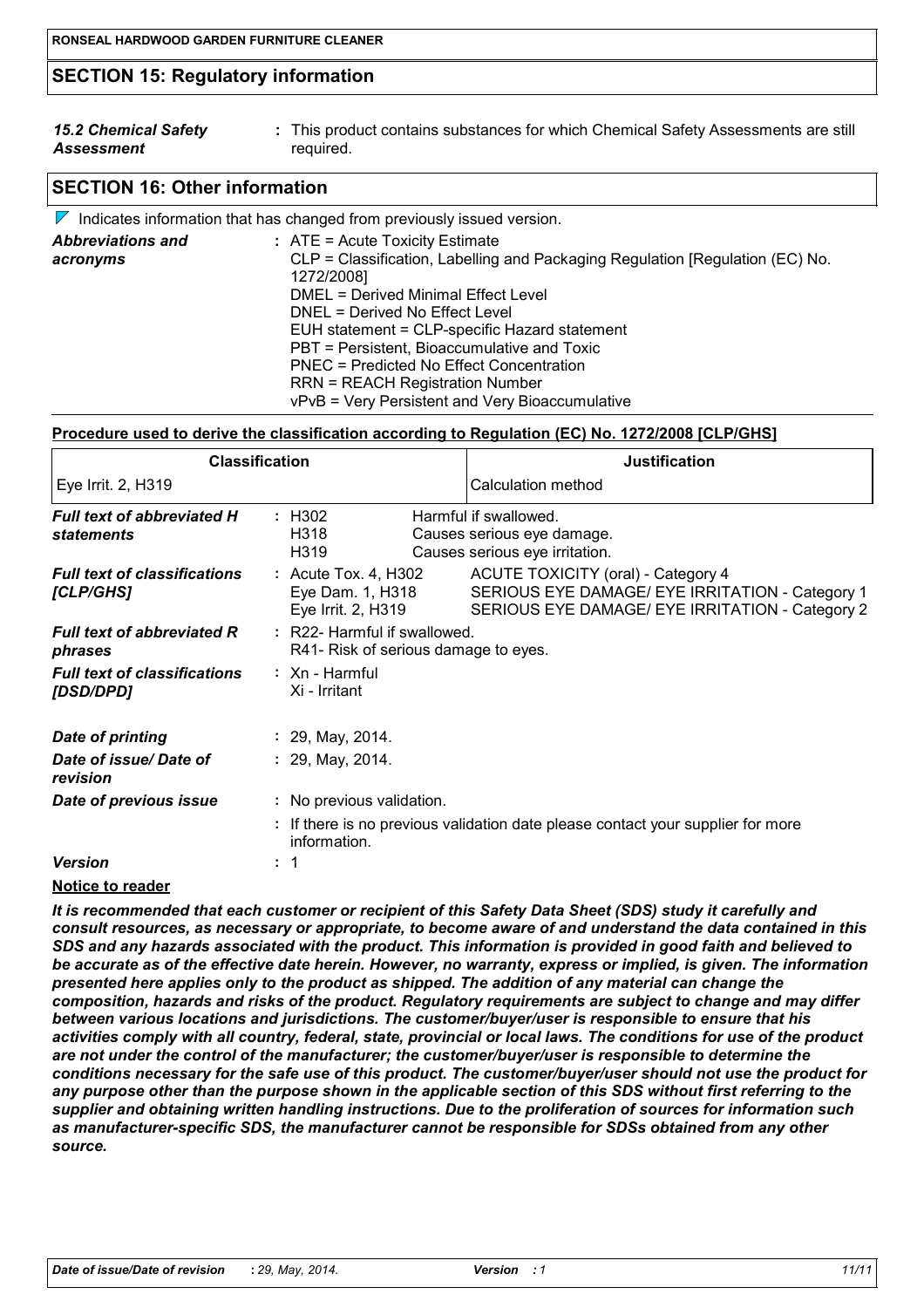## SECTION 15: Regulatory information

| | |
|---|---|
| ***15.2 Chemical Safety Assessment*** | : This product contains substances for which Chemical Safety Assessments are still required. |

## SECTION 16: Other information

Indicates information that has changed from previously issued version.

***Abbreviations and acronyms*** : ATE = Acute Toxicity Estimate
CLP = Classification, Labelling and Packaging Regulation [Regulation (EC) No. 1272/2008]
DMEL = Derived Minimal Effect Level
DNEL = Derived No Effect Level
EUH statement = CLP-specific Hazard statement
PBT = Persistent, Bioaccumulative and Toxic
PNEC = Predicted No Effect Concentration
RRN = REACH Registration Number
vPvB = Very Persistent and Very Bioaccumulative

**Procedure used to derive the classification according to Regulation (EC) No. 1272/2008 [CLP/GHS]**

| Classification | Justification |
|---|---|
| Eye Irrit. 2, H319 | Calculation method |

***Full text of abbreviated H statements*** :

| | |
|---|---|
| H302 | Harmful if swallowed. |
| H318 | Causes serious eye damage. |
| H319 | Causes serious eye irritation. |

***Full text of classifications [CLP/GHS]*** :

| | |
|---|---|
| Acute Tox. 4, H302 | ACUTE TOXICITY (oral) - Category 4 |
| Eye Dam. 1, H318 | SERIOUS EYE DAMAGE/ EYE IRRITATION - Category 1 |
| Eye Irrit. 2, H319 | SERIOUS EYE DAMAGE/ EYE IRRITATION - Category 2 |

***Full text of abbreviated R phrases*** : R22- Harmful if swallowed.
R41- Risk of serious damage to eyes.

***Full text of classifications [DSD/DPD]*** : Xn - Harmful
Xi - Irritant

***Date of printing*** : 29, May, 2014.

***Date of issue/ Date of revision*** : 29, May, 2014.

***Date of previous issue*** : No previous validation.

: If there is no previous validation date please contact your supplier for more information.

***Version*** : 1

**Notice to reader**

***It is recommended that each customer or recipient of this Safety Data Sheet (SDS) study it carefully and consult resources, as necessary or appropriate, to become aware of and understand the data contained in this SDS and any hazards associated with the product. This information is provided in good faith and believed to be accurate as of the effective date herein. However, no warranty, express or implied, is given. The information presented here applies only to the product as shipped. The addition of any material can change the composition, hazards and risks of the product. Regulatory requirements are subject to change and may differ between various locations and jurisdictions. The customer/buyer/user is responsible to ensure that his activities comply with all country, federal, state, provincial or local laws. The conditions for use of the product are not under the control of the manufacturer; the customer/buyer/user is responsible to determine the conditions necessary for the safe use of this product. The customer/buyer/user should not use the product for any purpose other than the purpose shown in the applicable section of this SDS without first referring to the supplier and obtaining written handling instructions. Due to the proliferation of sources for information such as manufacturer-specific SDS, the manufacturer cannot be responsible for SDSs obtained from any other source.***